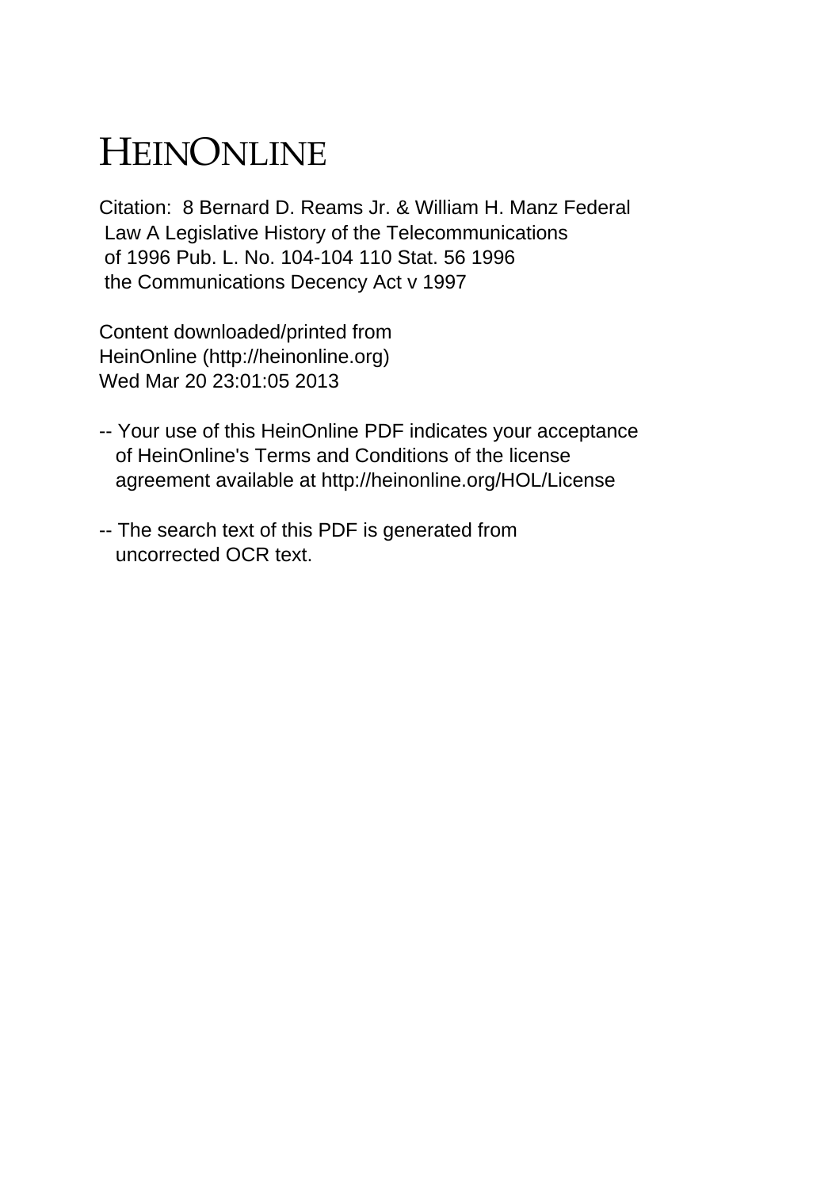# HEINONLINE

Citation: 8 Bernard D. Reams Jr. & William H. Manz Federal Law A Legislative History of the Telecommunications of 1996 Pub. L. No. 104-104 110 Stat. 56 1996 the Communications Decency Act v 1997

Content downloaded/printed from HeinOnline (http://heinonline.org) Wed Mar 20 23:01:05 2013

-- Your use of this HeinOnline PDF indicates your acceptance of HeinOnline's Terms and Conditions of the license agreement available at http://heinonline.org/HOL/License

-- The search text of this PDF is generated from uncorrected OCR text.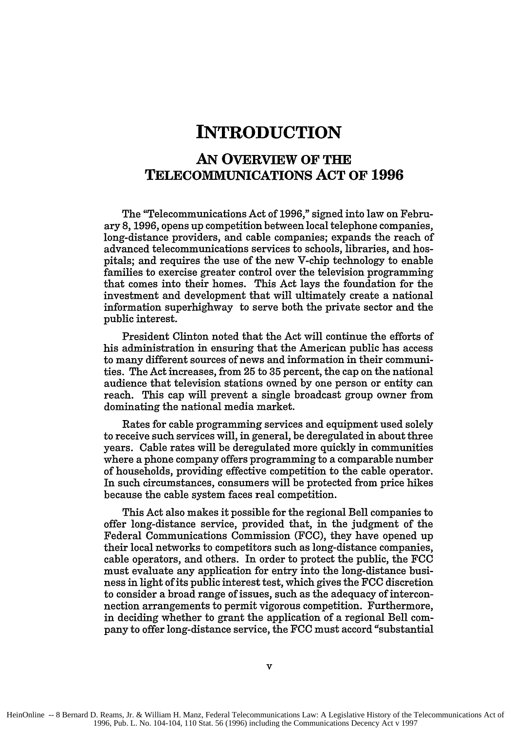# INTRODUCTION

## AN OVERVIEW OF THE TELECOMMUNICATIONS ACT OF 1996

The "Telecommunications Act of 1996," signed into law on February 8, 1996, opens up competition between local telephone companies, long-distance providers, and cable companies; expands the reach of advanced telecommunications services to schools, libraries, and hospitals; and requires the use of the new V-chip technology to enable families to exercise greater control over the television programming that comes into their homes. This Act lays the foundation for the investment and development that will ultimately create a national information superhighway to serve both the private sector and the public interest.

President Clinton noted that the Act will continue the efforts of his administration in ensuring that the American public has access to many different sources of news and information in their communities. The Act increases, from 25 to 35 percent, the cap on the national audience that television stations owned by one person or entity can reach. This cap will prevent a single broadcast group owner from dominating the national media market.

Rates for cable programming services and equipment used solely to receive such services will, in general, be deregulated in about three years. Cable rates will be deregulated more quickly in communities where a phone company offers programming to a comparable number of households, providing effective competition to the cable operator. In such circumstances, consumers will be protected from price hikes because the cable system faces real competition.

This Act also makes it possible for the regional Bell companies to offer long-distance service, provided that, in the judgment of the Federal Communications Commission (FCC), they have opened up their local networks to competitors such as long-distance companies, cable operators, and others. In order to protect the public, the FCC must evaluate any application for entry into the long-distance business in light of its public interest test, which gives the FCC discretion to consider a broad range of issues, such as the adequacy of interconnection arrangements to permit vigorous competition. Furthermore, in deciding whether to grant the application of a regional Bell company to offer long-distance service, the FCC must accord "substantial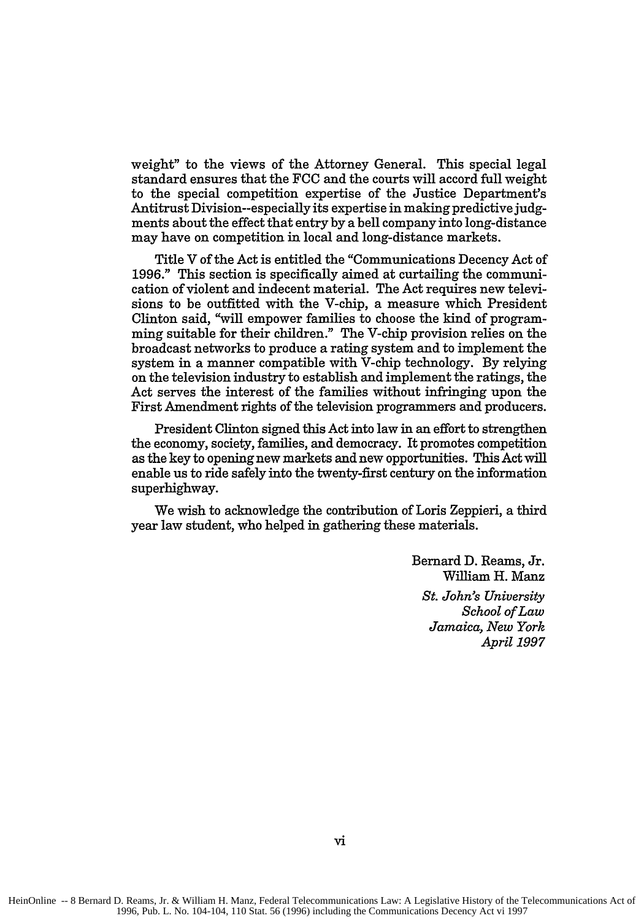weight" to the views of the Attorney General. This special legal standard ensures that the FCC and the courts will accord full weight to the special competition expertise of the Justice Department's Antitrust Division--especially its expertise in making predictive judgments about the effect that entry by a bell company into long-distance may have on competition in local and long-distance markets.

Title V of the Act is entitled the "Communications Decency Act of 1996." This section is specifically aimed at curtailing the communication of violent and indecent material. The Act requires new televisions to be outfitted with the V-chip, a measure which President Clinton said, "will empower families to choose the kind of programming suitable for their children." The V-chip provision relies on the broadcast networks to produce a rating system and to implement the system in a manner compatible with V-chip technology. By relying on the television industry to establish and implement the ratings, the Act serves the interest of the families without infringing upon the First Amendment rights of the television programmers and producers.

President Clinton signed this Act into law in an effort to strengthen the economy, society, families, and democracy. It promotes competition as the key to opening new markets and new opportunities. This Act will enable us to ride safely into the twenty-first century on the information superhighway.

We wish to acknowledge the contribution of Loris Zeppieri, a third year law student, who helped in gathering these materials.

Bernard D. Reams, Jr.
William H. Manz

*St. John's University*
*School of Law*
*Jamaica, New York*
*April 1997*